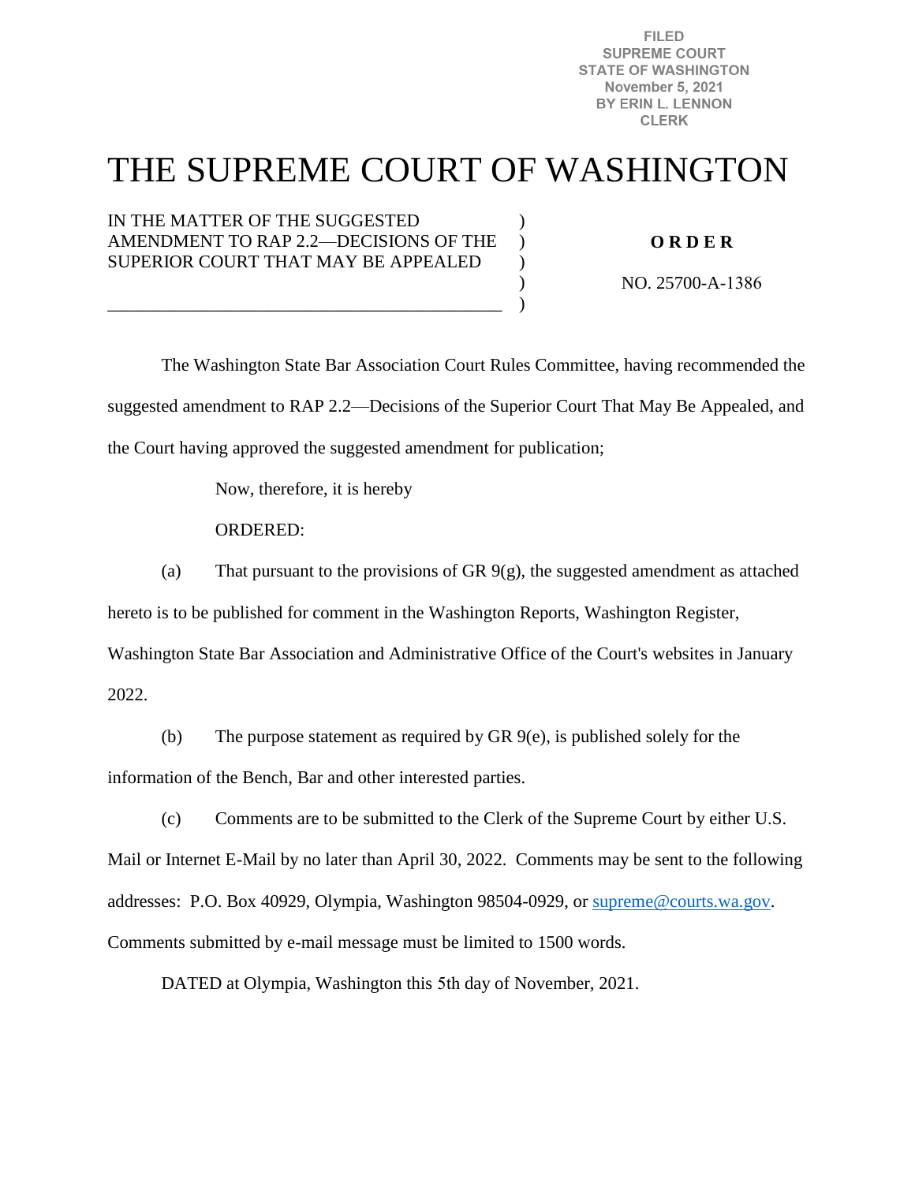FILED
SUPREME COURT
STATE OF WASHINGTON
November 5, 2021
BY ERIN L. LENNON
CLERK

# THE SUPREME COURT OF WASHINGTON

IN THE MATTER OF THE SUGGESTED AMENDMENT TO RAP 2.2—DECISIONS OF THE SUPERIOR COURT THAT MAY BE APPEALED

**O R D E R**

NO. 25700-A-1386

The Washington State Bar Association Court Rules Committee, having recommended the suggested amendment to RAP 2.2—Decisions of the Superior Court That May Be Appealed, and the Court having approved the suggested amendment for publication;

Now, therefore, it is hereby

ORDERED:

(a) That pursuant to the provisions of GR 9(g), the suggested amendment as attached hereto is to be published for comment in the Washington Reports, Washington Register, Washington State Bar Association and Administrative Office of the Court's websites in January 2022.

(b) The purpose statement as required by GR 9(e), is published solely for the information of the Bench, Bar and other interested parties.

(c) Comments are to be submitted to the Clerk of the Supreme Court by either U.S. Mail or Internet E-Mail by no later than April 30, 2022. Comments may be sent to the following addresses: P.O. Box 40929, Olympia, Washington 98504-0929, or supreme@courts.wa.gov. Comments submitted by e-mail message must be limited to 1500 words.

DATED at Olympia, Washington this 5th day of November, 2021.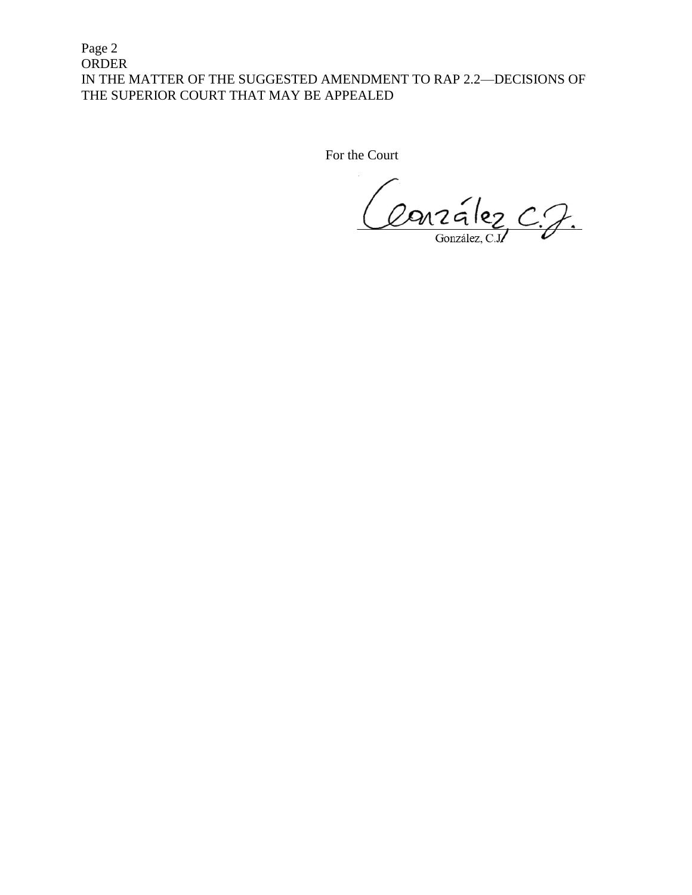For the Court

González, C.J.

González, C.J.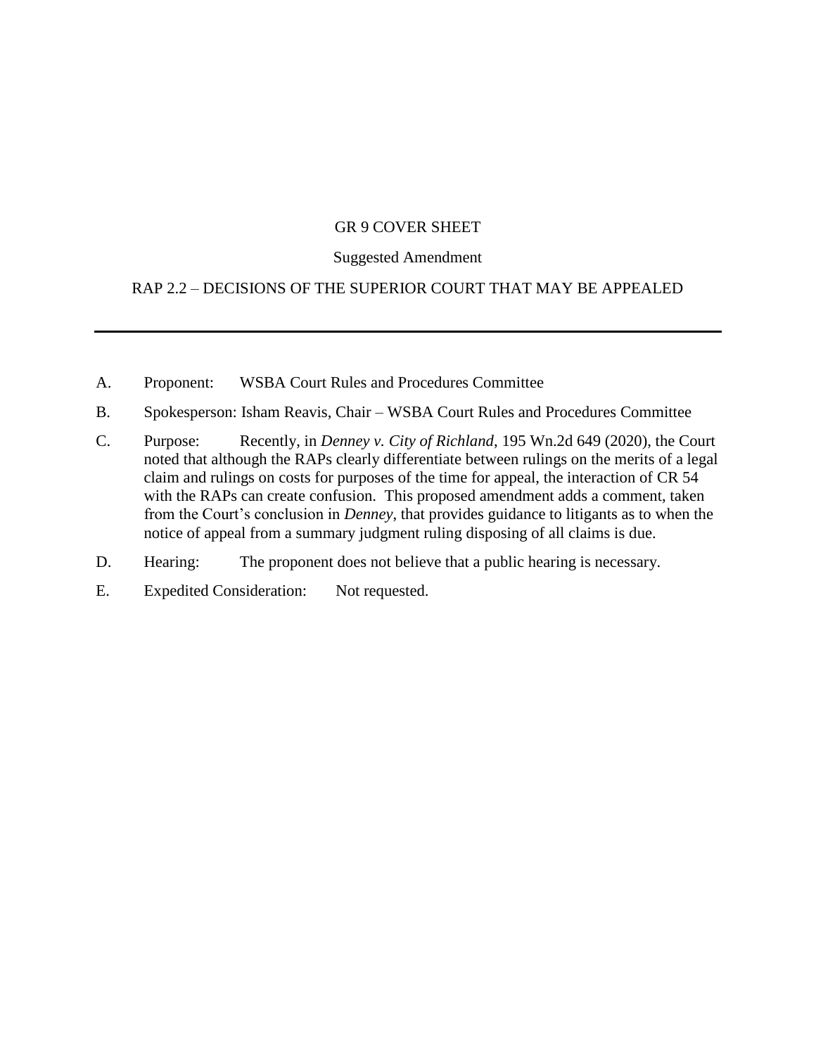GR 9 COVER SHEET

Suggested Amendment

RAP 2.2 – DECISIONS OF THE SUPERIOR COURT THAT MAY BE APPEALED

---

A. Proponent: WSBA Court Rules and Procedures Committee

B. Spokesperson: Isham Reavis, Chair – WSBA Court Rules and Procedures Committee

C. Purpose: Recently, in *Denney v. City of Richland*, 195 Wn.2d 649 (2020), the Court noted that although the RAPs clearly differentiate between rulings on the merits of a legal claim and rulings on costs for purposes of the time for appeal, the interaction of CR 54 with the RAPs can create confusion. This proposed amendment adds a comment, taken from the Court's conclusion in *Denney*, that provides guidance to litigants as to when the notice of appeal from a summary judgment ruling disposing of all claims is due.

D. Hearing: The proponent does not believe that a public hearing is necessary.

E. Expedited Consideration: Not requested.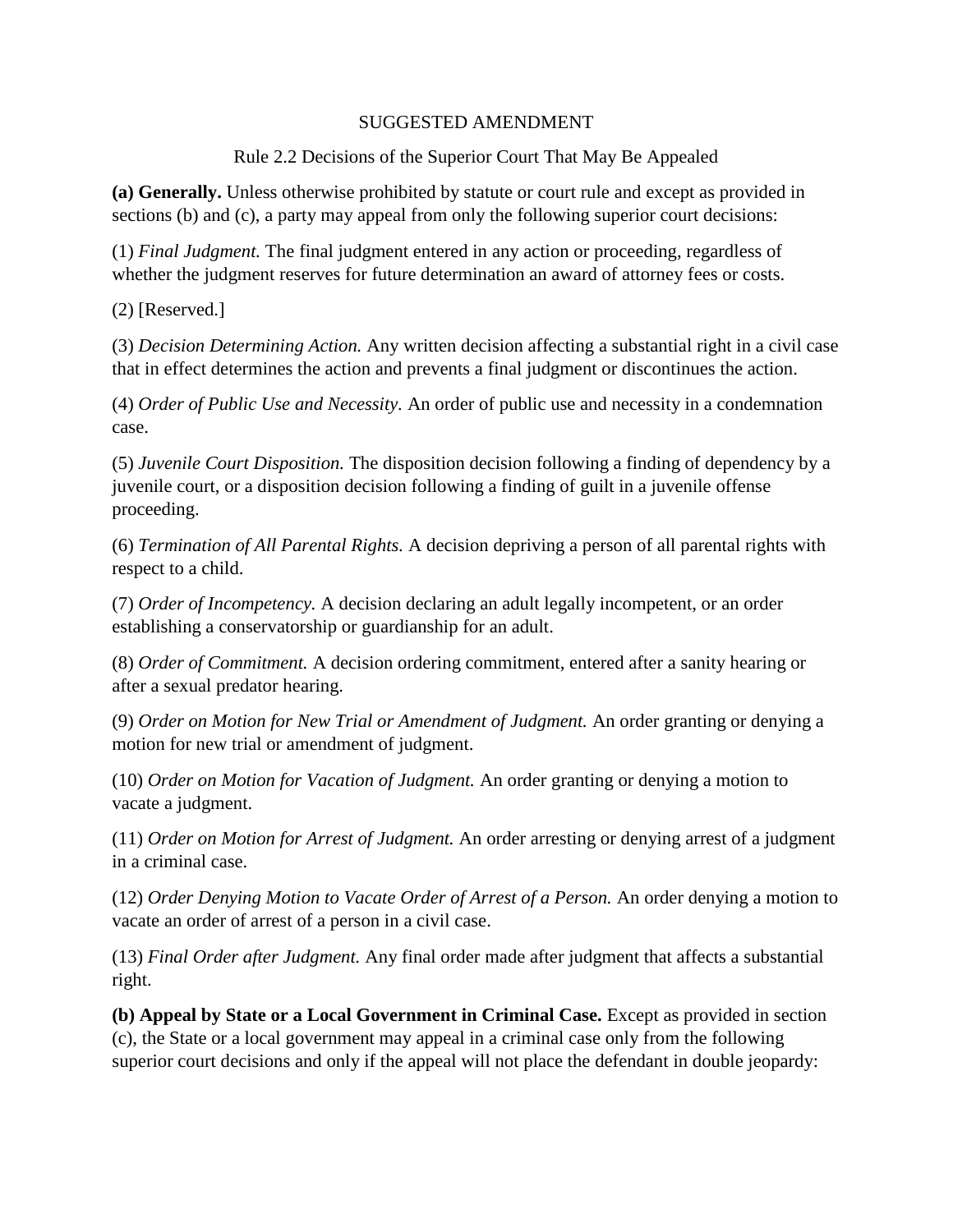SUGGESTED AMENDMENT

Rule 2.2 Decisions of the Superior Court That May Be Appealed

**(a) Generally.** Unless otherwise prohibited by statute or court rule and except as provided in sections (b) and (c), a party may appeal from only the following superior court decisions:

(1) *Final Judgment.* The final judgment entered in any action or proceeding, regardless of whether the judgment reserves for future determination an award of attorney fees or costs.

(2) [Reserved.]

(3) *Decision Determining Action.* Any written decision affecting a substantial right in a civil case that in effect determines the action and prevents a final judgment or discontinues the action.

(4) *Order of Public Use and Necessity.* An order of public use and necessity in a condemnation case.

(5) *Juvenile Court Disposition.* The disposition decision following a finding of dependency by a juvenile court, or a disposition decision following a finding of guilt in a juvenile offense proceeding.

(6) *Termination of All Parental Rights.* A decision depriving a person of all parental rights with respect to a child.

(7) *Order of Incompetency.* A decision declaring an adult legally incompetent, or an order establishing a conservatorship or guardianship for an adult.

(8) *Order of Commitment.* A decision ordering commitment, entered after a sanity hearing or after a sexual predator hearing.

(9) *Order on Motion for New Trial or Amendment of Judgment.* An order granting or denying a motion for new trial or amendment of judgment.

(10) *Order on Motion for Vacation of Judgment.* An order granting or denying a motion to vacate a judgment.

(11) *Order on Motion for Arrest of Judgment.* An order arresting or denying arrest of a judgment in a criminal case.

(12) *Order Denying Motion to Vacate Order of Arrest of a Person.* An order denying a motion to vacate an order of arrest of a person in a civil case.

(13) *Final Order after Judgment.* Any final order made after judgment that affects a substantial right.

**(b) Appeal by State or a Local Government in Criminal Case.** Except as provided in section (c), the State or a local government may appeal in a criminal case only from the following superior court decisions and only if the appeal will not place the defendant in double jeopardy: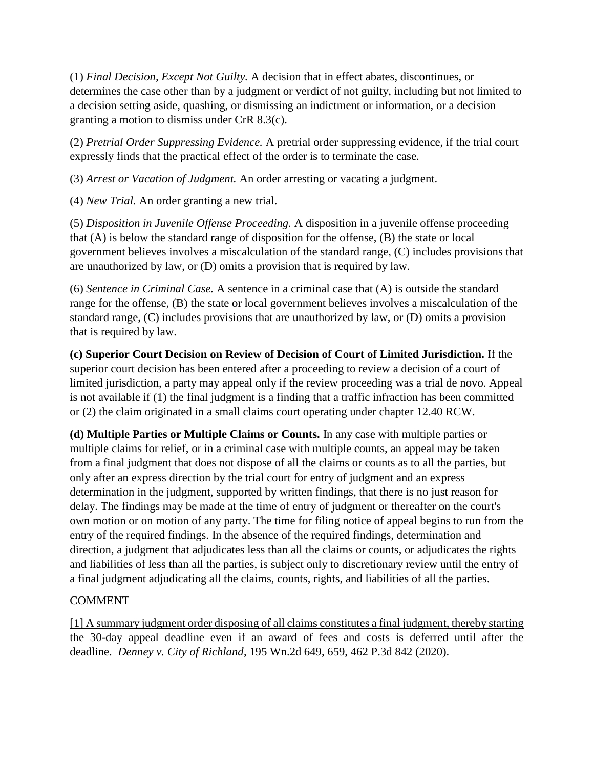(1) *Final Decision, Except Not Guilty.* A decision that in effect abates, discontinues, or determines the case other than by a judgment or verdict of not guilty, including but not limited to a decision setting aside, quashing, or dismissing an indictment or information, or a decision granting a motion to dismiss under CrR 8.3(c).

(2) *Pretrial Order Suppressing Evidence.* A pretrial order suppressing evidence, if the trial court expressly finds that the practical effect of the order is to terminate the case.

(3) *Arrest or Vacation of Judgment.* An order arresting or vacating a judgment.

(4) *New Trial.* An order granting a new trial.

(5) *Disposition in Juvenile Offense Proceeding.* A disposition in a juvenile offense proceeding that (A) is below the standard range of disposition for the offense, (B) the state or local government believes involves a miscalculation of the standard range, (C) includes provisions that are unauthorized by law, or (D) omits a provision that is required by law.

(6) *Sentence in Criminal Case.* A sentence in a criminal case that (A) is outside the standard range for the offense, (B) the state or local government believes involves a miscalculation of the standard range, (C) includes provisions that are unauthorized by law, or (D) omits a provision that is required by law.

**(c) Superior Court Decision on Review of Decision of Court of Limited Jurisdiction.** If the superior court decision has been entered after a proceeding to review a decision of a court of limited jurisdiction, a party may appeal only if the review proceeding was a trial de novo. Appeal is not available if (1) the final judgment is a finding that a traffic infraction has been committed or (2) the claim originated in a small claims court operating under chapter 12.40 RCW.

**(d) Multiple Parties or Multiple Claims or Counts.** In any case with multiple parties or multiple claims for relief, or in a criminal case with multiple counts, an appeal may be taken from a final judgment that does not dispose of all the claims or counts as to all the parties, but only after an express direction by the trial court for entry of judgment and an express determination in the judgment, supported by written findings, that there is no just reason for delay. The findings may be made at the time of entry of judgment or thereafter on the court's own motion or on motion of any party. The time for filing notice of appeal begins to run from the entry of the required findings. In the absence of the required findings, determination and direction, a judgment that adjudicates less than all the claims or counts, or adjudicates the rights and liabilities of less than all the parties, is subject only to discretionary review until the entry of a final judgment adjudicating all the claims, counts, rights, and liabilities of all the parties.

<u>COMMENT</u>

<u>[1] A summary judgment order disposing of all claims constitutes a final judgment, thereby starting the 30-day appeal deadline even if an award of fees and costs is deferred until after the deadline. *Denney v. City of Richland*, 195 Wn.2d 649, 659, 462 P.3d 842 (2020).</u>